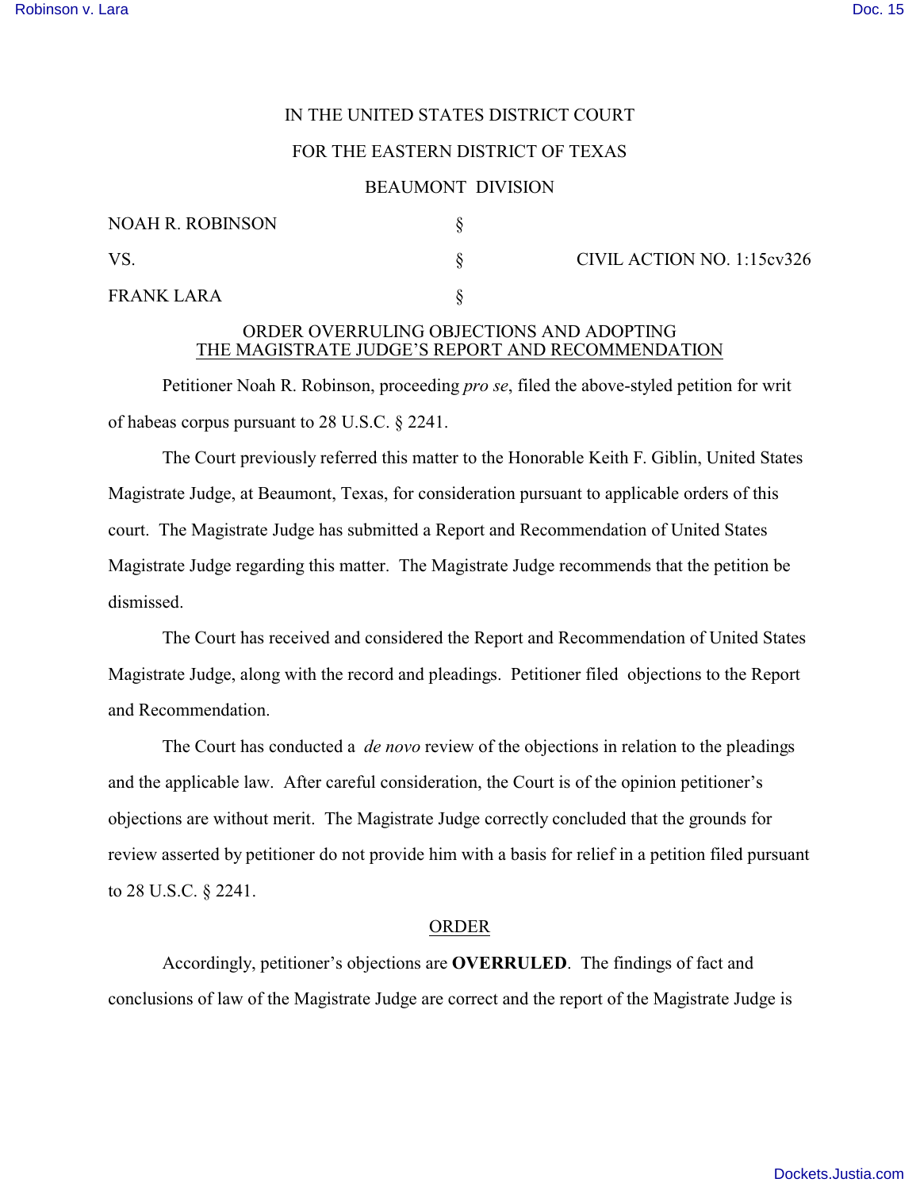IN THE UNITED STATES DISTRICT COURT

FOR THE EASTERN DISTRICT OF TEXAS

BEAUMONT DIVISION

| | | |
|---|---|---|
| NOAH R. ROBINSON | § | |
| VS. | § | CIVIL ACTION NO. 1:15cv326 |
| FRANK LARA | § | |

ORDER OVERRULING OBJECTIONS AND ADOPTING
THE MAGISTRATE JUDGE'S REPORT AND RECOMMENDATION

Petitioner Noah R. Robinson, proceeding *pro se*, filed the above-styled petition for writ of habeas corpus pursuant to 28 U.S.C. § 2241.

The Court previously referred this matter to the Honorable Keith F. Giblin, United States Magistrate Judge, at Beaumont, Texas, for consideration pursuant to applicable orders of this court. The Magistrate Judge has submitted a Report and Recommendation of United States Magistrate Judge regarding this matter. The Magistrate Judge recommends that the petition be dismissed.

The Court has received and considered the Report and Recommendation of United States Magistrate Judge, along with the record and pleadings. Petitioner filed objections to the Report and Recommendation.

The Court has conducted a *de novo* review of the objections in relation to the pleadings and the applicable law. After careful consideration, the Court is of the opinion petitioner's objections are without merit. The Magistrate Judge correctly concluded that the grounds for review asserted by petitioner do not provide him with a basis for relief in a petition filed pursuant to 28 U.S.C. § 2241.

ORDER

Accordingly, petitioner's objections are **OVERRULED**. The findings of fact and conclusions of law of the Magistrate Judge are correct and the report of the Magistrate Judge is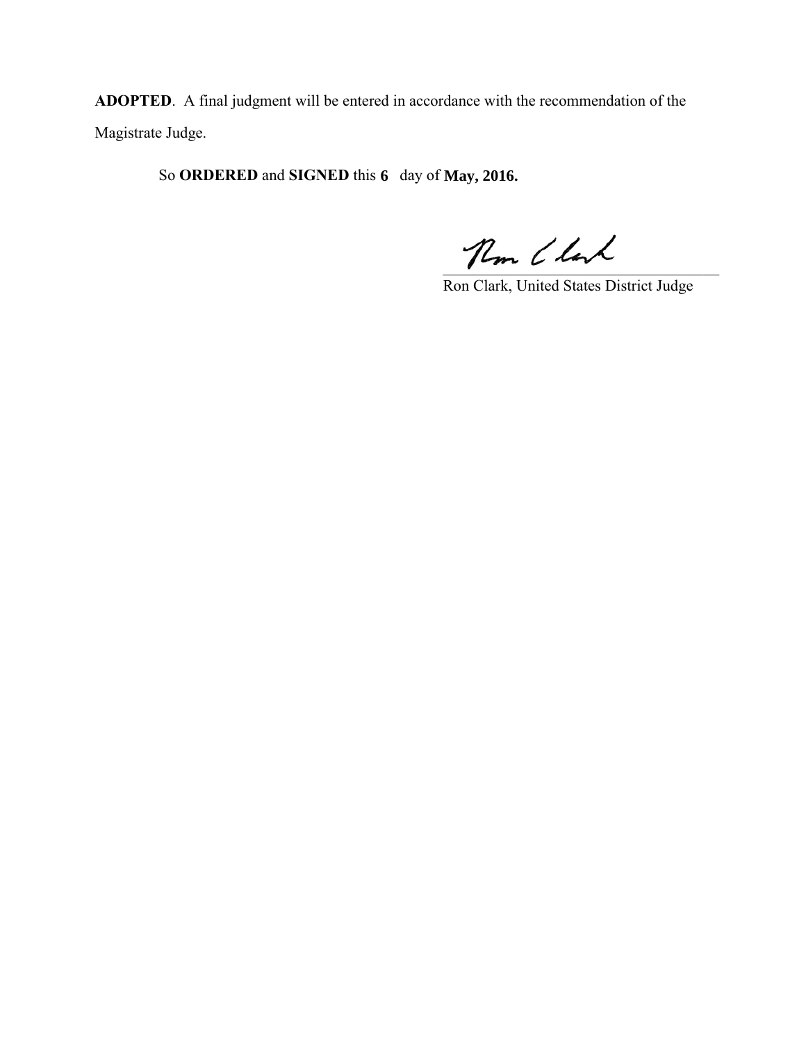**ADOPTED**. A final judgment will be entered in accordance with the recommendation of the Magistrate Judge.

So **ORDERED** and **SIGNED** this **6** day of **May, 2016.**

Ron Clark, United States District Judge